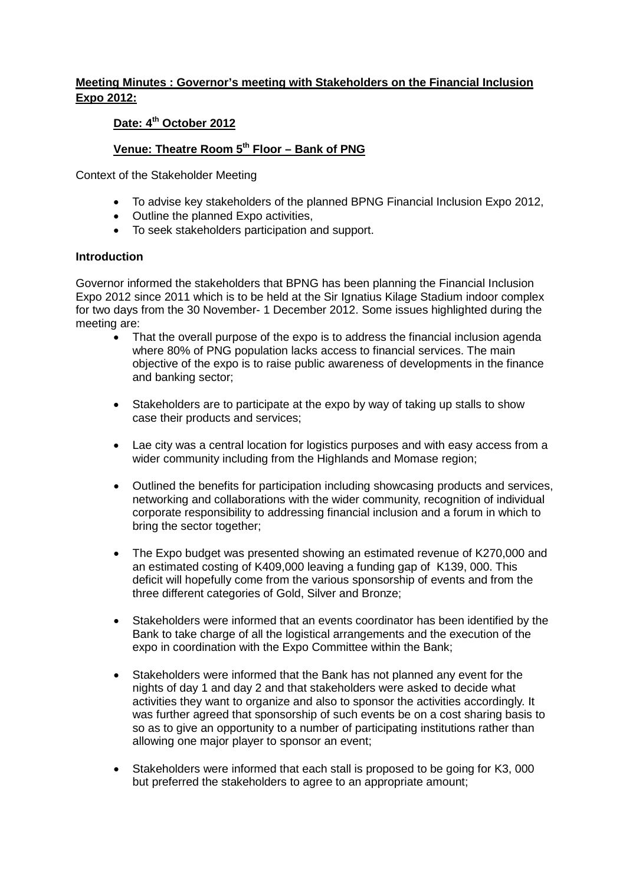**Meeting Minutes : Governor's meeting with Stakeholders on the Financial Inclusion Expo 2012:**

**Date: 4th October 2012**

**Venue: Theatre Room 5th Floor – Bank of PNG**

Context of the Stakeholder Meeting

- To advise key stakeholders of the planned BPNG Financial Inclusion Expo 2012,
- Outline the planned Expo activities,
- To seek stakeholders participation and support.

**Introduction**

Governor informed the stakeholders that BPNG has been planning the Financial Inclusion Expo 2012 since 2011 which is to be held at the Sir Ignatius Kilage Stadium indoor complex for two days from the 30 November- 1 December 2012. Some issues highlighted during the meeting are:

- That the overall purpose of the expo is to address the financial inclusion agenda where 80% of PNG population lacks access to financial services. The main objective of the expo is to raise public awareness of developments in the finance and banking sector;

- Stakeholders are to participate at the expo by way of taking up stalls to show case their products and services;

- Lae city was a central location for logistics purposes and with easy access from a wider community including from the Highlands and Momase region;

- Outlined the benefits for participation including showcasing products and services, networking and collaborations with the wider community, recognition of individual corporate responsibility to addressing financial inclusion and a forum in which to bring the sector together;

- The Expo budget was presented showing an estimated revenue of K270,000 and an estimated costing of K409,000 leaving a funding gap of K139, 000. This deficit will hopefully come from the various sponsorship of events and from the three different categories of Gold, Silver and Bronze;

- Stakeholders were informed that an events coordinator has been identified by the Bank to take charge of all the logistical arrangements and the execution of the expo in coordination with the Expo Committee within the Bank;

- Stakeholders were informed that the Bank has not planned any event for the nights of day 1 and day 2 and that stakeholders were asked to decide what activities they want to organize and also to sponsor the activities accordingly. It was further agreed that sponsorship of such events be on a cost sharing basis to so as to give an opportunity to a number of participating institutions rather than allowing one major player to sponsor an event;

- Stakeholders were informed that each stall is proposed to be going for K3, 000 but preferred the stakeholders to agree to an appropriate amount;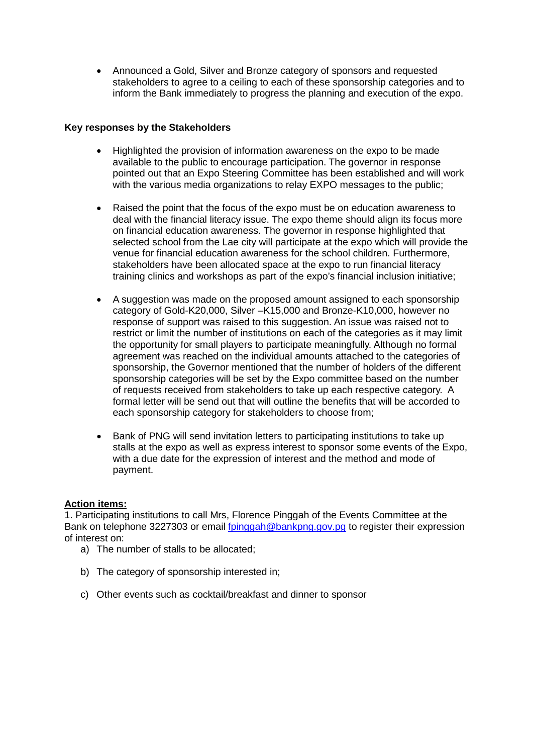- Announced a Gold, Silver and Bronze category of sponsors and requested stakeholders to agree to a ceiling to each of these sponsorship categories and to inform the Bank immediately to progress the planning and execution of the expo.

**Key responses by the Stakeholders**

- Highlighted the provision of information awareness on the expo to be made available to the public to encourage participation. The governor in response pointed out that an Expo Steering Committee has been established and will work with the various media organizations to relay EXPO messages to the public;

- Raised the point that the focus of the expo must be on education awareness to deal with the financial literacy issue. The expo theme should align its focus more on financial education awareness. The governor in response highlighted that selected school from the Lae city will participate at the expo which will provide the venue for financial education awareness for the school children. Furthermore, stakeholders have been allocated space at the expo to run financial literacy training clinics and workshops as part of the expo's financial inclusion initiative;

- A suggestion was made on the proposed amount assigned to each sponsorship category of Gold-K20,000, Silver –K15,000 and Bronze-K10,000, however no response of support was raised to this suggestion. An issue was raised not to restrict or limit the number of institutions on each of the categories as it may limit the opportunity for small players to participate meaningfully. Although no formal agreement was reached on the individual amounts attached to the categories of sponsorship, the Governor mentioned that the number of holders of the different sponsorship categories will be set by the Expo committee based on the number of requests received from stakeholders to take up each respective category. A formal letter will be send out that will outline the benefits that will be accorded to each sponsorship category for stakeholders to choose from;

- Bank of PNG will send invitation letters to participating institutions to take up stalls at the expo as well as express interest to sponsor some events of the Expo, with a due date for the expression of interest and the method and mode of payment.

**Action items:**

1. Participating institutions to call Mrs, Florence Pinggah of the Events Committee at the Bank on telephone 3227303 or email fpinggah@bankpng.gov.pg to register their expression of interest on:
   a) The number of stalls to be allocated;
   b) The category of sponsorship interested in;
   c) Other events such as cocktail/breakfast and dinner to sponsor